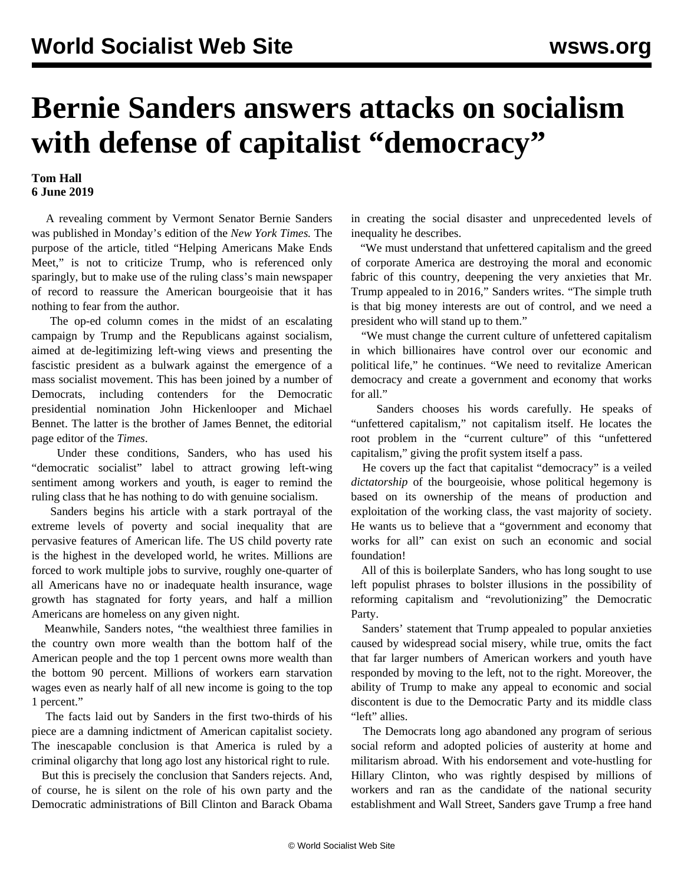# Bernie Sanders answers attacks on socialism with defense of capitalist "democracy"

**Tom Hall**
**6 June 2019**

A revealing comment by Vermont Senator Bernie Sanders was published in Monday's edition of the *New York Times*. The purpose of the article, titled "Helping Americans Make Ends Meet," is not to criticize Trump, who is referenced only sparingly, but to make use of the ruling class's main newspaper of record to reassure the American bourgeoisie that it has nothing to fear from the author.

The op-ed column comes in the midst of an escalating campaign by Trump and the Republicans against socialism, aimed at de-legitimizing left-wing views and presenting the fascistic president as a bulwark against the emergence of a mass socialist movement. This has been joined by a number of Democrats, including contenders for the Democratic presidential nomination John Hickenlooper and Michael Bennet. The latter is the brother of James Bennet, the editorial page editor of the *Times*.

Under these conditions, Sanders, who has used his "democratic socialist" label to attract growing left-wing sentiment among workers and youth, is eager to remind the ruling class that he has nothing to do with genuine socialism.

Sanders begins his article with a stark portrayal of the extreme levels of poverty and social inequality that are pervasive features of American life. The US child poverty rate is the highest in the developed world, he writes. Millions are forced to work multiple jobs to survive, roughly one-quarter of all Americans have no or inadequate health insurance, wage growth has stagnated for forty years, and half a million Americans are homeless on any given night.

Meanwhile, Sanders notes, "the wealthiest three families in the country own more wealth than the bottom half of the American people and the top 1 percent owns more wealth than the bottom 90 percent. Millions of workers earn starvation wages even as nearly half of all new income is going to the top 1 percent."

The facts laid out by Sanders in the first two-thirds of his piece are a damning indictment of American capitalist society. The inescapable conclusion is that America is ruled by a criminal oligarchy that long ago lost any historical right to rule.

But this is precisely the conclusion that Sanders rejects. And, of course, he is silent on the role of his own party and the Democratic administrations of Bill Clinton and Barack Obama in creating the social disaster and unprecedented levels of inequality he describes.

"We must understand that unfettered capitalism and the greed of corporate America are destroying the moral and economic fabric of this country, deepening the very anxieties that Mr. Trump appealed to in 2016," Sanders writes. "The simple truth is that big money interests are out of control, and we need a president who will stand up to them."

"We must change the current culture of unfettered capitalism in which billionaires have control over our economic and political life," he continues. "We need to revitalize American democracy and create a government and economy that works for all."

Sanders chooses his words carefully. He speaks of "unfettered capitalism," not capitalism itself. He locates the root problem in the "current culture" of this "unfettered capitalism," giving the profit system itself a pass.

He covers up the fact that capitalist "democracy" is a veiled *dictatorship* of the bourgeoisie, whose political hegemony is based on its ownership of the means of production and exploitation of the working class, the vast majority of society. He wants us to believe that a "government and economy that works for all" can exist on such an economic and social foundation!

All of this is boilerplate Sanders, who has long sought to use left populist phrases to bolster illusions in the possibility of reforming capitalism and "revolutionizing" the Democratic Party.

Sanders' statement that Trump appealed to popular anxieties caused by widespread social misery, while true, omits the fact that far larger numbers of American workers and youth have responded by moving to the left, not to the right. Moreover, the ability of Trump to make any appeal to economic and social discontent is due to the Democratic Party and its middle class "left" allies.

The Democrats long ago abandoned any program of serious social reform and adopted policies of austerity at home and militarism abroad. With his endorsement and vote-hustling for Hillary Clinton, who was rightly despised by millions of workers and ran as the candidate of the national security establishment and Wall Street, Sanders gave Trump a free hand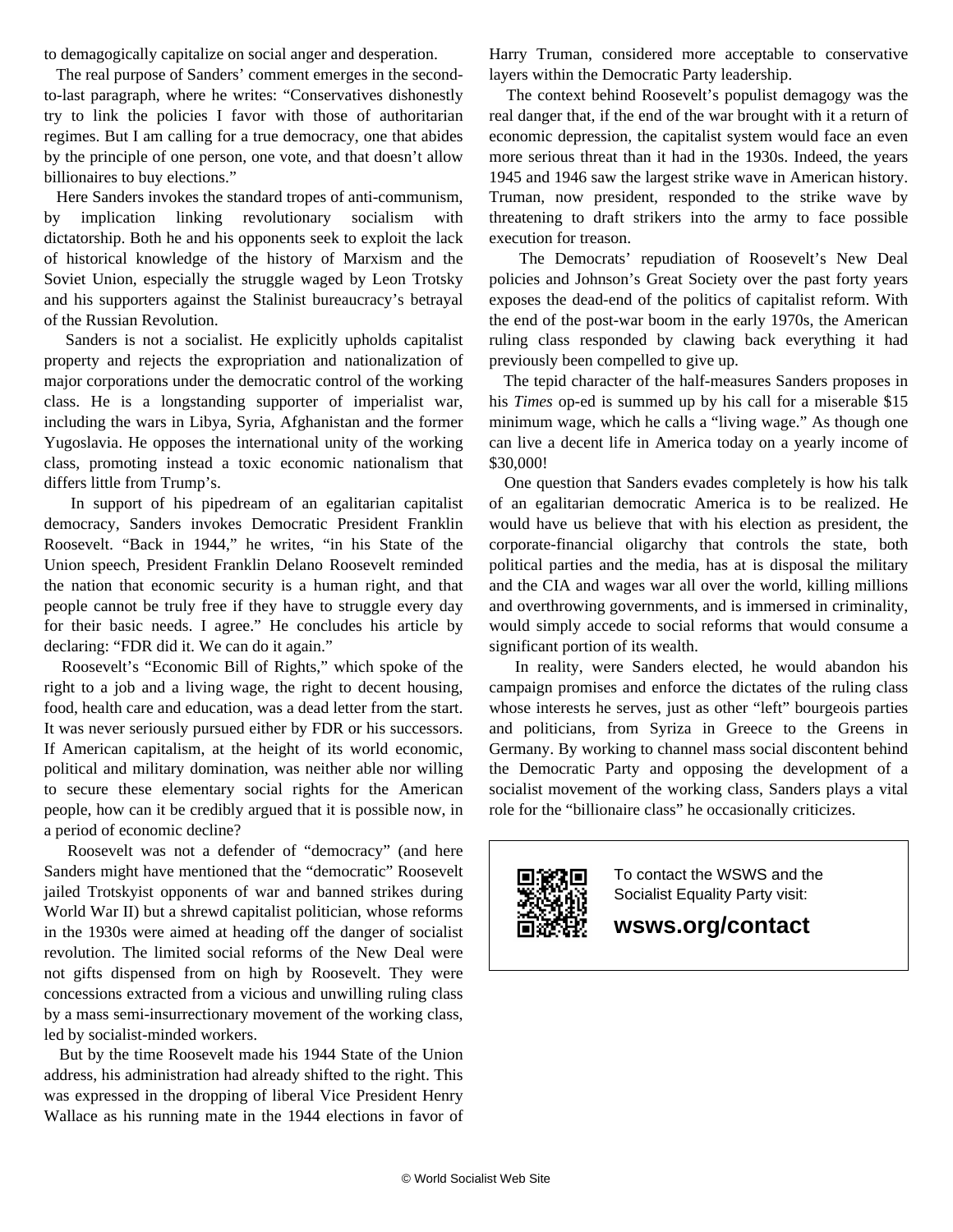to demagogically capitalize on social anger and desperation.

The real purpose of Sanders' comment emerges in the second-to-last paragraph, where he writes: "Conservatives dishonestly try to link the policies I favor with those of authoritarian regimes. But I am calling for a true democracy, one that abides by the principle of one person, one vote, and that doesn't allow billionaires to buy elections."

Here Sanders invokes the standard tropes of anti-communism, by implication linking revolutionary socialism with dictatorship. Both he and his opponents seek to exploit the lack of historical knowledge of the history of Marxism and the Soviet Union, especially the struggle waged by Leon Trotsky and his supporters against the Stalinist bureaucracy's betrayal of the Russian Revolution.

Sanders is not a socialist. He explicitly upholds capitalist property and rejects the expropriation and nationalization of major corporations under the democratic control of the working class. He is a longstanding supporter of imperialist war, including the wars in Libya, Syria, Afghanistan and the former Yugoslavia. He opposes the international unity of the working class, promoting instead a toxic economic nationalism that differs little from Trump's.

In support of his pipedream of an egalitarian capitalist democracy, Sanders invokes Democratic President Franklin Roosevelt. "Back in 1944," he writes, "in his State of the Union speech, President Franklin Delano Roosevelt reminded the nation that economic security is a human right, and that people cannot be truly free if they have to struggle every day for their basic needs. I agree." He concludes his article by declaring: "FDR did it. We can do it again."

Roosevelt's "Economic Bill of Rights," which spoke of the right to a job and a living wage, the right to decent housing, food, health care and education, was a dead letter from the start. It was never seriously pursued either by FDR or his successors. If American capitalism, at the height of its world economic, political and military domination, was neither able nor willing to secure these elementary social rights for the American people, how can it be credibly argued that it is possible now, in a period of economic decline?

Roosevelt was not a defender of "democracy" (and here Sanders might have mentioned that the "democratic" Roosevelt jailed Trotskyist opponents of war and banned strikes during World War II) but a shrewd capitalist politician, whose reforms in the 1930s were aimed at heading off the danger of socialist revolution. The limited social reforms of the New Deal were not gifts dispensed from on high by Roosevelt. They were concessions extracted from a vicious and unwilling ruling class by a mass semi-insurrectionary movement of the working class, led by socialist-minded workers.

But by the time Roosevelt made his 1944 State of the Union address, his administration had already shifted to the right. This was expressed in the dropping of liberal Vice President Henry Wallace as his running mate in the 1944 elections in favor of Harry Truman, considered more acceptable to conservative layers within the Democratic Party leadership.

The context behind Roosevelt's populist demagogy was the real danger that, if the end of the war brought with it a return of economic depression, the capitalist system would face an even more serious threat than it had in the 1930s. Indeed, the years 1945 and 1946 saw the largest strike wave in American history. Truman, now president, responded to the strike wave by threatening to draft strikers into the army to face possible execution for treason.

The Democrats' repudiation of Roosevelt's New Deal policies and Johnson's Great Society over the past forty years exposes the dead-end of the politics of capitalist reform. With the end of the post-war boom in the early 1970s, the American ruling class responded by clawing back everything it had previously been compelled to give up.

The tepid character of the half-measures Sanders proposes in his *Times* op-ed is summed up by his call for a miserable $15 minimum wage, which he calls a "living wage." As though one can live a decent life in America today on a yearly income of $30,000!

One question that Sanders evades completely is how his talk of an egalitarian democratic America is to be realized. He would have us believe that with his election as president, the corporate-financial oligarchy that controls the state, both political parties and the media, has at is disposal the military and the CIA and wages war all over the world, killing millions and overthrowing governments, and is immersed in criminality, would simply accede to social reforms that would consume a significant portion of its wealth.

In reality, were Sanders elected, he would abandon his campaign promises and enforce the dictates of the ruling class whose interests he serves, just as other "left" bourgeois parties and politicians, from Syriza in Greece to the Greens in Germany. By working to channel mass social discontent behind the Democratic Party and opposing the development of a socialist movement of the working class, Sanders plays a vital role for the "billionaire class" he occasionally criticizes.

To contact the WSWS and the Socialist Equality Party visit:

**wsws.org/contact**